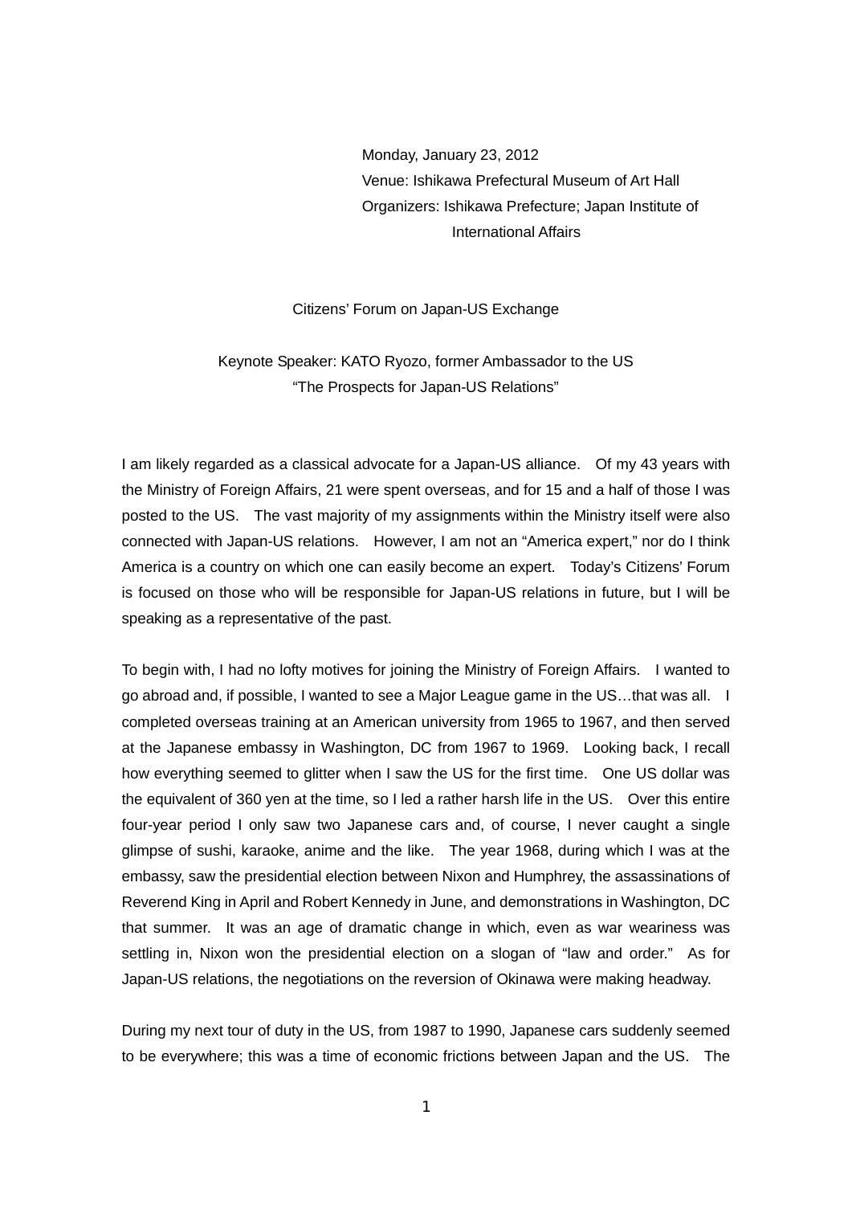Monday, January 23, 2012
Venue: Ishikawa Prefectural Museum of Art Hall
Organizers: Ishikawa Prefecture; Japan Institute of International Affairs

# Citizens' Forum on Japan-US Exchange

## Keynote Speaker: KATO Ryozo, former Ambassador to the US
## "The Prospects for Japan-US Relations"

I am likely regarded as a classical advocate for a Japan-US alliance. Of my 43 years with the Ministry of Foreign Affairs, 21 were spent overseas, and for 15 and a half of those I was posted to the US. The vast majority of my assignments within the Ministry itself were also connected with Japan-US relations. However, I am not an "America expert," nor do I think America is a country on which one can easily become an expert. Today's Citizens' Forum is focused on those who will be responsible for Japan-US relations in future, but I will be speaking as a representative of the past.

To begin with, I had no lofty motives for joining the Ministry of Foreign Affairs. I wanted to go abroad and, if possible, I wanted to see a Major League game in the US…that was all. I completed overseas training at an American university from 1965 to 1967, and then served at the Japanese embassy in Washington, DC from 1967 to 1969. Looking back, I recall how everything seemed to glitter when I saw the US for the first time. One US dollar was the equivalent of 360 yen at the time, so I led a rather harsh life in the US. Over this entire four-year period I only saw two Japanese cars and, of course, I never caught a single glimpse of sushi, karaoke, anime and the like. The year 1968, during which I was at the embassy, saw the presidential election between Nixon and Humphrey, the assassinations of Reverend King in April and Robert Kennedy in June, and demonstrations in Washington, DC that summer. It was an age of dramatic change in which, even as war weariness was settling in, Nixon won the presidential election on a slogan of "law and order." As for Japan-US relations, the negotiations on the reversion of Okinawa were making headway.

During my next tour of duty in the US, from 1987 to 1990, Japanese cars suddenly seemed to be everywhere; this was a time of economic frictions between Japan and the US. The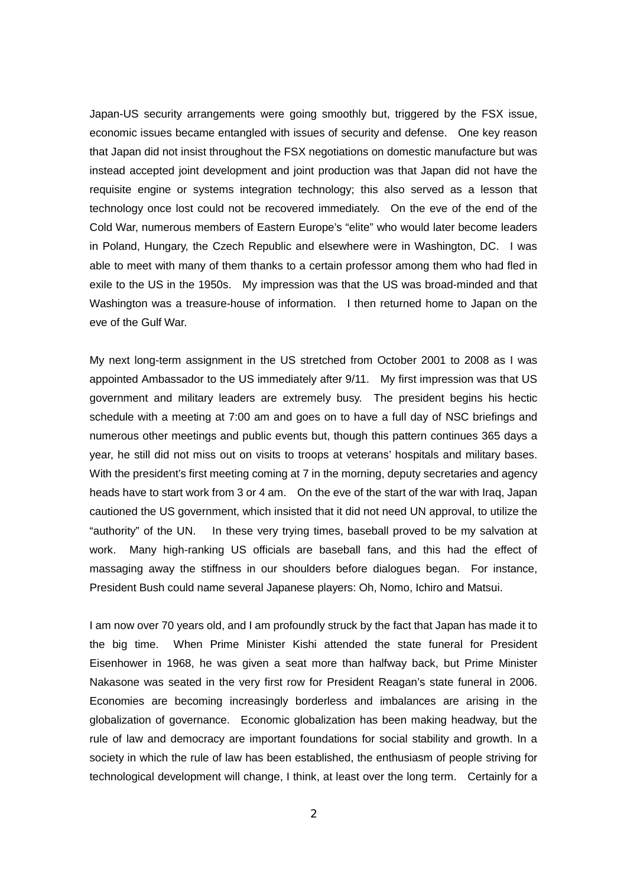Japan-US security arrangements were going smoothly but, triggered by the FSX issue, economic issues became entangled with issues of security and defense. One key reason that Japan did not insist throughout the FSX negotiations on domestic manufacture but was instead accepted joint development and joint production was that Japan did not have the requisite engine or systems integration technology; this also served as a lesson that technology once lost could not be recovered immediately. On the eve of the end of the Cold War, numerous members of Eastern Europe's "elite" who would later become leaders in Poland, Hungary, the Czech Republic and elsewhere were in Washington, DC. I was able to meet with many of them thanks to a certain professor among them who had fled in exile to the US in the 1950s. My impression was that the US was broad-minded and that Washington was a treasure-house of information. I then returned home to Japan on the eve of the Gulf War.

My next long-term assignment in the US stretched from October 2001 to 2008 as I was appointed Ambassador to the US immediately after 9/11. My first impression was that US government and military leaders are extremely busy. The president begins his hectic schedule with a meeting at 7:00 am and goes on to have a full day of NSC briefings and numerous other meetings and public events but, though this pattern continues 365 days a year, he still did not miss out on visits to troops at veterans' hospitals and military bases. With the president's first meeting coming at 7 in the morning, deputy secretaries and agency heads have to start work from 3 or 4 am. On the eve of the start of the war with Iraq, Japan cautioned the US government, which insisted that it did not need UN approval, to utilize the "authority" of the UN. In these very trying times, baseball proved to be my salvation at work. Many high-ranking US officials are baseball fans, and this had the effect of massaging away the stiffness in our shoulders before dialogues began. For instance, President Bush could name several Japanese players: Oh, Nomo, Ichiro and Matsui.

I am now over 70 years old, and I am profoundly struck by the fact that Japan has made it to the big time. When Prime Minister Kishi attended the state funeral for President Eisenhower in 1968, he was given a seat more than halfway back, but Prime Minister Nakasone was seated in the very first row for President Reagan's state funeral in 2006. Economies are becoming increasingly borderless and imbalances are arising in the globalization of governance. Economic globalization has been making headway, but the rule of law and democracy are important foundations for social stability and growth. In a society in which the rule of law has been established, the enthusiasm of people striving for technological development will change, I think, at least over the long term. Certainly for a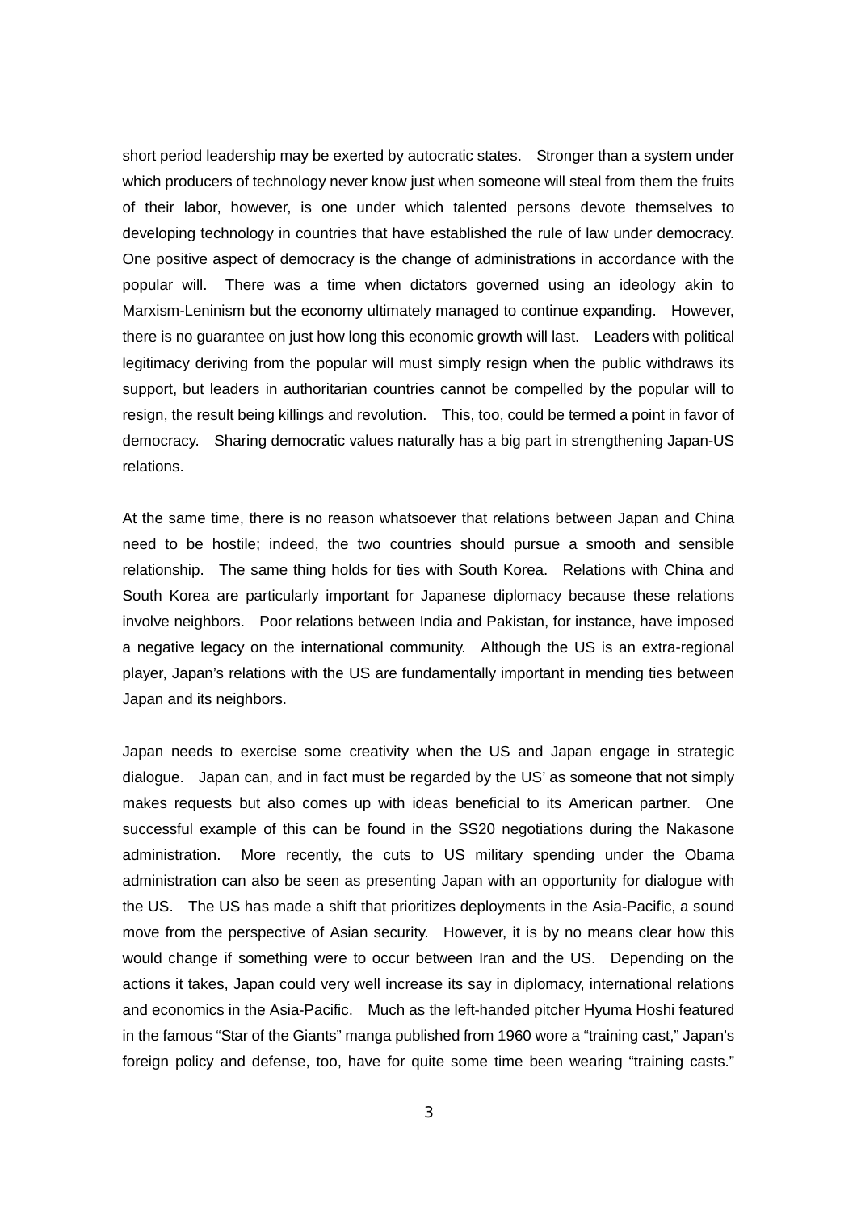short period leadership may be exerted by autocratic states. Stronger than a system under which producers of technology never know just when someone will steal from them the fruits of their labor, however, is one under which talented persons devote themselves to developing technology in countries that have established the rule of law under democracy. One positive aspect of democracy is the change of administrations in accordance with the popular will. There was a time when dictators governed using an ideology akin to Marxism-Leninism but the economy ultimately managed to continue expanding. However, there is no guarantee on just how long this economic growth will last. Leaders with political legitimacy deriving from the popular will must simply resign when the public withdraws its support, but leaders in authoritarian countries cannot be compelled by the popular will to resign, the result being killings and revolution. This, too, could be termed a point in favor of democracy. Sharing democratic values naturally has a big part in strengthening Japan-US relations.

At the same time, there is no reason whatsoever that relations between Japan and China need to be hostile; indeed, the two countries should pursue a smooth and sensible relationship. The same thing holds for ties with South Korea. Relations with China and South Korea are particularly important for Japanese diplomacy because these relations involve neighbors. Poor relations between India and Pakistan, for instance, have imposed a negative legacy on the international community. Although the US is an extra-regional player, Japan's relations with the US are fundamentally important in mending ties between Japan and its neighbors.

Japan needs to exercise some creativity when the US and Japan engage in strategic dialogue. Japan can, and in fact must be regarded by the US' as someone that not simply makes requests but also comes up with ideas beneficial to its American partner. One successful example of this can be found in the SS20 negotiations during the Nakasone administration. More recently, the cuts to US military spending under the Obama administration can also be seen as presenting Japan with an opportunity for dialogue with the US. The US has made a shift that prioritizes deployments in the Asia-Pacific, a sound move from the perspective of Asian security. However, it is by no means clear how this would change if something were to occur between Iran and the US. Depending on the actions it takes, Japan could very well increase its say in diplomacy, international relations and economics in the Asia-Pacific. Much as the left-handed pitcher Hyuma Hoshi featured in the famous "Star of the Giants" manga published from 1960 wore a "training cast," Japan's foreign policy and defense, too, have for quite some time been wearing "training casts."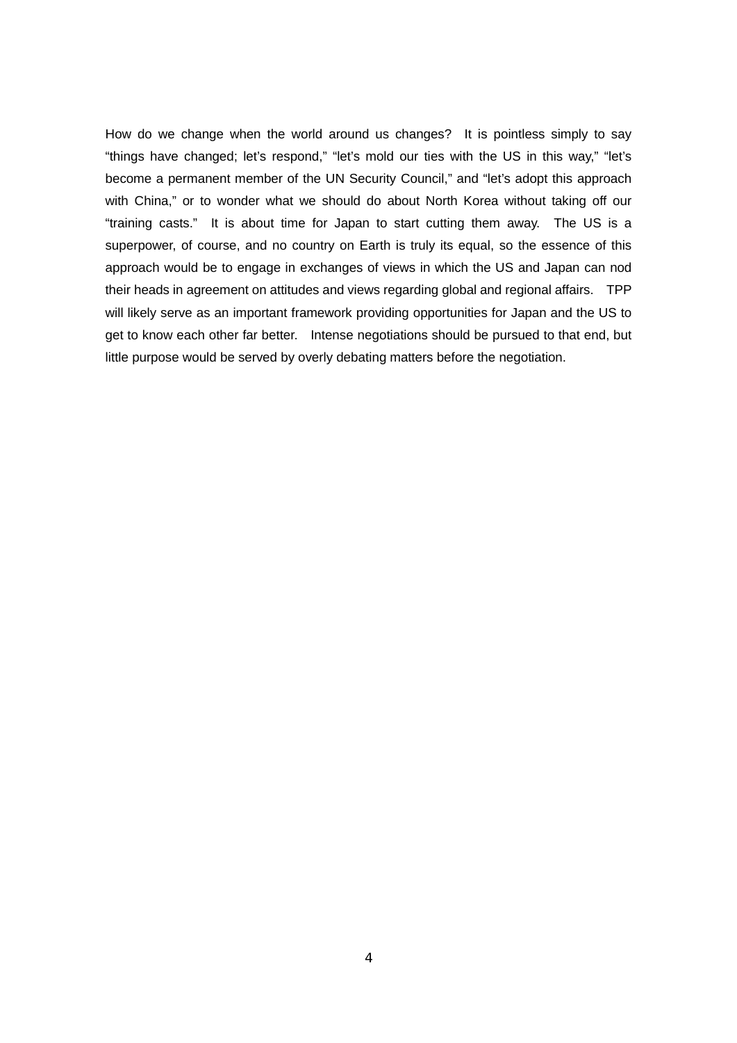How do we change when the world around us changes? It is pointless simply to say "things have changed; let's respond," "let's mold our ties with the US in this way," "let's become a permanent member of the UN Security Council," and "let's adopt this approach with China," or to wonder what we should do about North Korea without taking off our "training casts." It is about time for Japan to start cutting them away. The US is a superpower, of course, and no country on Earth is truly its equal, so the essence of this approach would be to engage in exchanges of views in which the US and Japan can nod their heads in agreement on attitudes and views regarding global and regional affairs. TPP will likely serve as an important framework providing opportunities for Japan and the US to get to know each other far better. Intense negotiations should be pursued to that end, but little purpose would be served by overly debating matters before the negotiation.